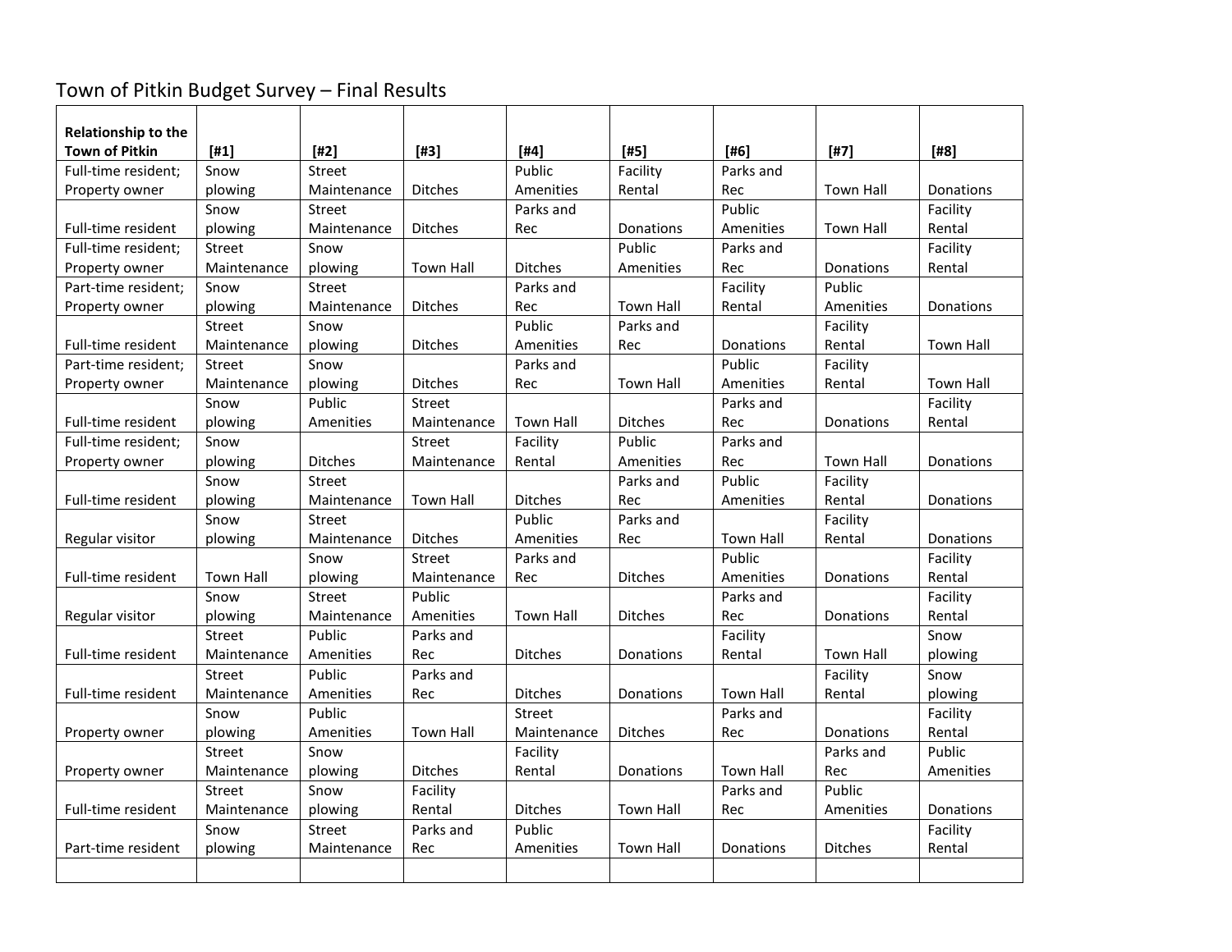# Town of Pitkin Budget Survey – Final Results

| Relationship to the Town of Pitkin | [#1] | [#2] | [#3] | [#4] | [#5] | [#6] | [#7] | [#8] |
|---|---|---|---|---|---|---|---|---|
| Full-time resident; Property owner | Snow plowing | Street Maintenance | Ditches | Public Amenities | Facility Rental | Parks and Rec | Town Hall | Donations |
| Full-time resident | Snow plowing | Street Maintenance | Ditches | Parks and Rec | Donations | Public Amenities | Town Hall | Facility Rental |
| Full-time resident; Property owner | Street Maintenance | Snow plowing | Town Hall | Ditches | Public Amenities | Parks and Rec | Donations | Facility Rental |
| Part-time resident; Property owner | Snow plowing | Street Maintenance | Ditches | Parks and Rec | Town Hall | Facility Rental | Public Amenities | Donations |
| Full-time resident | Street Maintenance | Snow plowing | Ditches | Public Amenities | Parks and Rec | Donations | Facility Rental | Town Hall |
| Part-time resident; Property owner | Street Maintenance | Snow plowing | Ditches | Parks and Rec | Town Hall | Public Amenities | Facility Rental | Town Hall |
| Full-time resident | Snow plowing | Public Amenities | Street Maintenance | Town Hall | Ditches | Parks and Rec | Donations | Facility Rental |
| Full-time resident; Property owner | Snow plowing | Ditches | Street Maintenance | Facility Rental | Public Amenities | Parks and Rec | Town Hall | Donations |
| Full-time resident | Snow plowing | Street Maintenance | Town Hall | Ditches | Parks and Rec | Public Amenities | Facility Rental | Donations |
| Regular visitor | Snow plowing | Street Maintenance | Ditches | Public Amenities | Parks and Rec | Town Hall | Facility Rental | Donations |
| Full-time resident | Town Hall | Snow plowing | Street Maintenance | Parks and Rec | Ditches | Public Amenities | Donations | Facility Rental |
| Regular visitor | Snow plowing | Street Maintenance | Public Amenities | Town Hall | Ditches | Parks and Rec | Donations | Facility Rental |
| Full-time resident | Street Maintenance | Public Amenities | Parks and Rec | Ditches | Donations | Facility Rental | Town Hall | Snow plowing |
| Full-time resident | Street Maintenance | Public Amenities | Parks and Rec | Ditches | Donations | Town Hall | Facility Rental | Snow plowing |
| Property owner | Snow plowing | Public Amenities | Town Hall | Street Maintenance | Ditches | Parks and Rec | Donations | Facility Rental |
| Property owner | Street Maintenance | Snow plowing | Ditches | Facility Rental | Donations | Town Hall | Parks and Rec | Public Amenities |
| Full-time resident | Street Maintenance | Snow plowing | Facility Rental | Ditches | Town Hall | Parks and Rec | Public Amenities | Donations |
| Part-time resident | Snow plowing | Street Maintenance | Parks and Rec | Public Amenities | Town Hall | Donations | Ditches | Facility Rental |
| | | | | | | | | |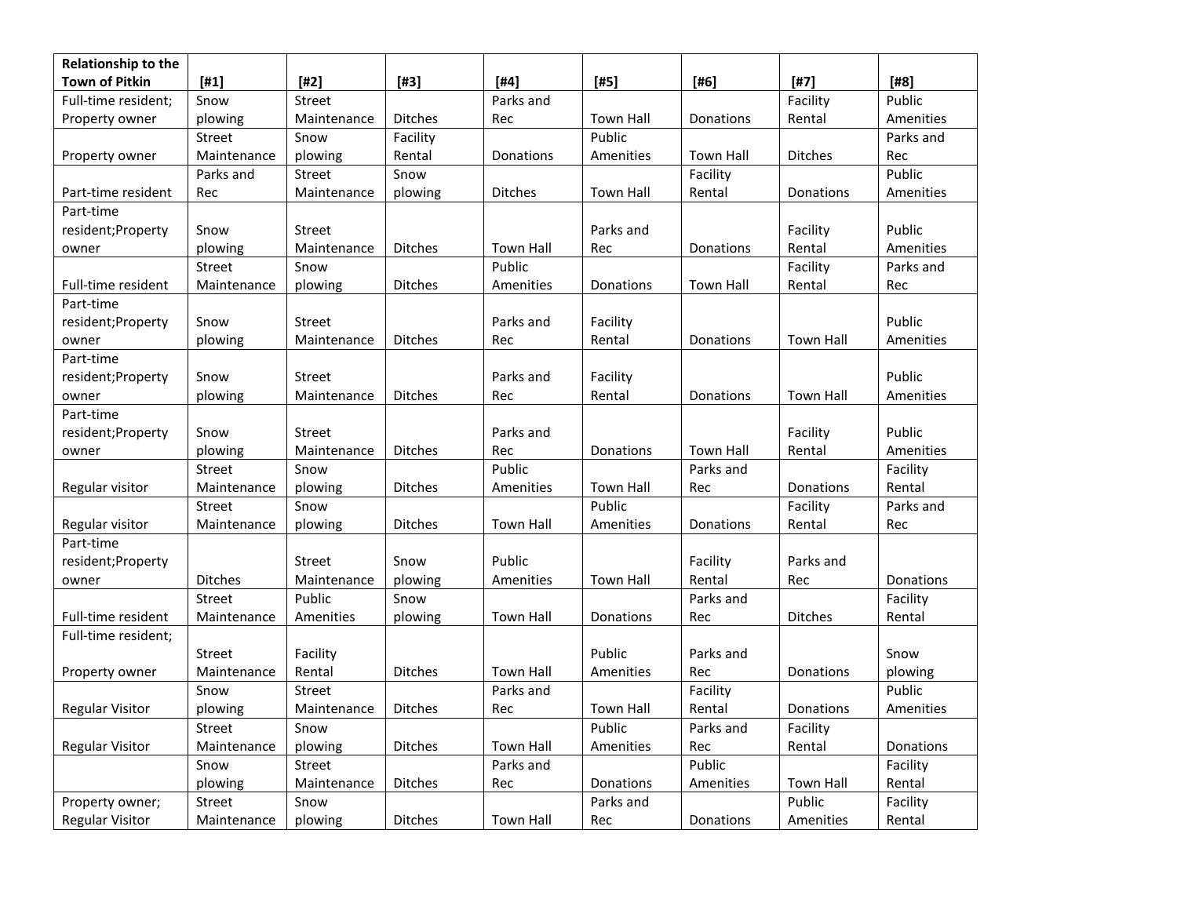| Relationship to the Town of Pitkin | [#1] | [#2] | [#3] | [#4] | [#5] | [#6] | [#7] | [#8] |
|---|---|---|---|---|---|---|---|---|
| Full-time resident; Property owner | Snow plowing | Street Maintenance | Ditches | Parks and Rec | Town Hall | Donations | Facility Rental | Public Amenities |
| Property owner | Street Maintenance | Snow plowing | Facility Rental | Donations | Public Amenities | Town Hall | Ditches | Parks and Rec |
| Part-time resident | Parks and Rec | Street Maintenance | Snow plowing | Ditches | Town Hall | Facility Rental | Donations | Public Amenities |
| Part-time resident;Property owner | Snow plowing | Street Maintenance | Ditches | Town Hall | Parks and Rec | Donations | Facility Rental | Public Amenities |
| Full-time resident | Street Maintenance | Snow plowing | Ditches | Public Amenities | Donations | Town Hall | Facility Rental | Parks and Rec |
| Part-time resident;Property owner | Snow plowing | Street Maintenance | Ditches | Parks and Rec | Facility Rental | Donations | Town Hall | Public Amenities |
| Part-time resident;Property owner | Snow plowing | Street Maintenance | Ditches | Parks and Rec | Facility Rental | Donations | Town Hall | Public Amenities |
| Part-time resident;Property owner | Snow plowing | Street Maintenance | Ditches | Parks and Rec | Donations | Town Hall | Facility Rental | Public Amenities |
| Regular visitor | Street Maintenance | Snow plowing | Ditches | Public Amenities | Town Hall | Parks and Rec | Donations | Facility Rental |
| Regular visitor | Street Maintenance | Snow plowing | Ditches | Town Hall | Public Amenities | Donations | Facility Rental | Parks and Rec |
| Part-time resident;Property owner | Ditches | Street Maintenance | Snow plowing | Public Amenities | Town Hall | Facility Rental | Parks and Rec | Donations |
| Full-time resident | Street Maintenance | Public Amenities | Snow plowing | Town Hall | Donations | Parks and Rec | Ditches | Facility Rental |
| Full-time resident; Property owner | Street Maintenance | Facility Rental | Ditches | Town Hall | Public Amenities | Parks and Rec | Donations | Snow plowing |
| Regular Visitor | Snow plowing | Street Maintenance | Ditches | Parks and Rec | Town Hall | Facility Rental | Donations | Public Amenities |
| Regular Visitor | Street Maintenance | Snow plowing | Ditches | Town Hall | Public Amenities | Parks and Rec | Facility Rental | Donations |
| | Snow plowing | Street Maintenance | Ditches | Parks and Rec | Donations | Public Amenities | Town Hall | Facility Rental |
| Property owner; Regular Visitor | Street Maintenance | Snow plowing | Ditches | Town Hall | Parks and Rec | Donations | Public Amenities | Facility Rental |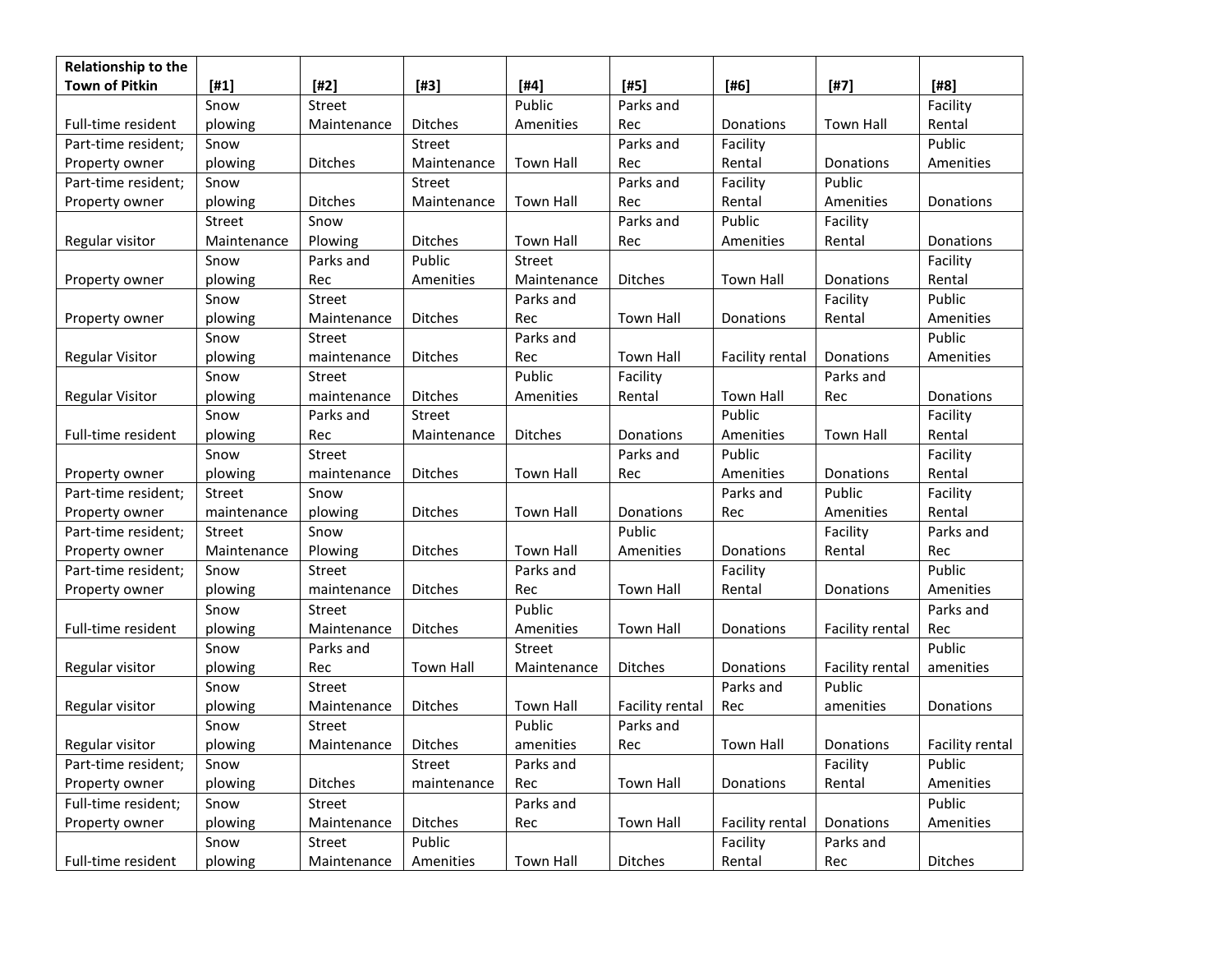| Relationship to the Town of Pitkin | [#1] | [#2] | [#3] | [#4] | [#5] | [#6] | [#7] | [#8] |
|---|---|---|---|---|---|---|---|---|
| Full-time resident | Snow plowing | Street Maintenance | Ditches | Public Amenities | Parks and Rec | Donations | Town Hall | Facility Rental |
| Part-time resident; Property owner | Snow plowing | Ditches | Street Maintenance | Town Hall | Parks and Rec | Facility Rental | Donations | Public Amenities |
| Part-time resident; Property owner | Snow plowing | Ditches | Street Maintenance | Town Hall | Parks and Rec | Facility Rental | Public Amenities | Donations |
| Regular visitor | Street Maintenance | Snow Plowing | Ditches | Town Hall | Parks and Rec | Public Amenities | Facility Rental | Donations |
| Property owner | Snow plowing | Parks and Rec | Public Amenities | Street Maintenance | Ditches | Town Hall | Donations | Facility Rental |
| Property owner | Snow plowing | Street Maintenance | Ditches | Parks and Rec | Town Hall | Donations | Facility Rental | Public Amenities |
| Regular Visitor | Snow plowing | Street maintenance | Ditches | Parks and Rec | Town Hall | Facility rental | Donations | Public Amenities |
| Regular Visitor | Snow plowing | Street maintenance | Ditches | Public Amenities | Facility Rental | Town Hall | Parks and Rec | Donations |
| Full-time resident | Snow plowing | Parks and Rec | Street Maintenance | Ditches | Donations | Public Amenities | Town Hall | Facility Rental |
| Property owner | Snow plowing | Street maintenance | Ditches | Town Hall | Parks and Rec | Public Amenities | Donations | Facility Rental |
| Part-time resident; Property owner | Street maintenance | Snow plowing | Ditches | Town Hall | Donations | Parks and Rec | Public Amenities | Facility Rental |
| Part-time resident; Property owner | Street Maintenance | Snow Plowing | Ditches | Town Hall | Public Amenities | Donations | Facility Rental | Parks and Rec |
| Part-time resident; Property owner | Snow plowing | Street maintenance | Ditches | Parks and Rec | Town Hall | Facility Rental | Donations | Public Amenities |
| Full-time resident | Snow plowing | Street Maintenance | Ditches | Public Amenities | Town Hall | Donations | Facility rental | Parks and Rec |
| Regular visitor | Snow plowing | Parks and Rec | Town Hall | Street Maintenance | Ditches | Donations | Facility rental | Public amenities |
| Regular visitor | Snow plowing | Street Maintenance | Ditches | Town Hall | Facility rental | Parks and Rec | Public amenities | Donations |
| Regular visitor | Snow plowing | Street Maintenance | Ditches | Public amenities | Parks and Rec | Town Hall | Donations | Facility rental |
| Part-time resident; Property owner | Snow plowing | Ditches | Street maintenance | Parks and Rec | Town Hall | Donations | Facility Rental | Public Amenities |
| Full-time resident; Property owner | Snow plowing | Street Maintenance | Ditches | Parks and Rec | Town Hall | Facility rental | Donations | Public Amenities |
| Full-time resident | Snow plowing | Street Maintenance | Public Amenities | Town Hall | Ditches | Facility Rental | Parks and Rec | Ditches |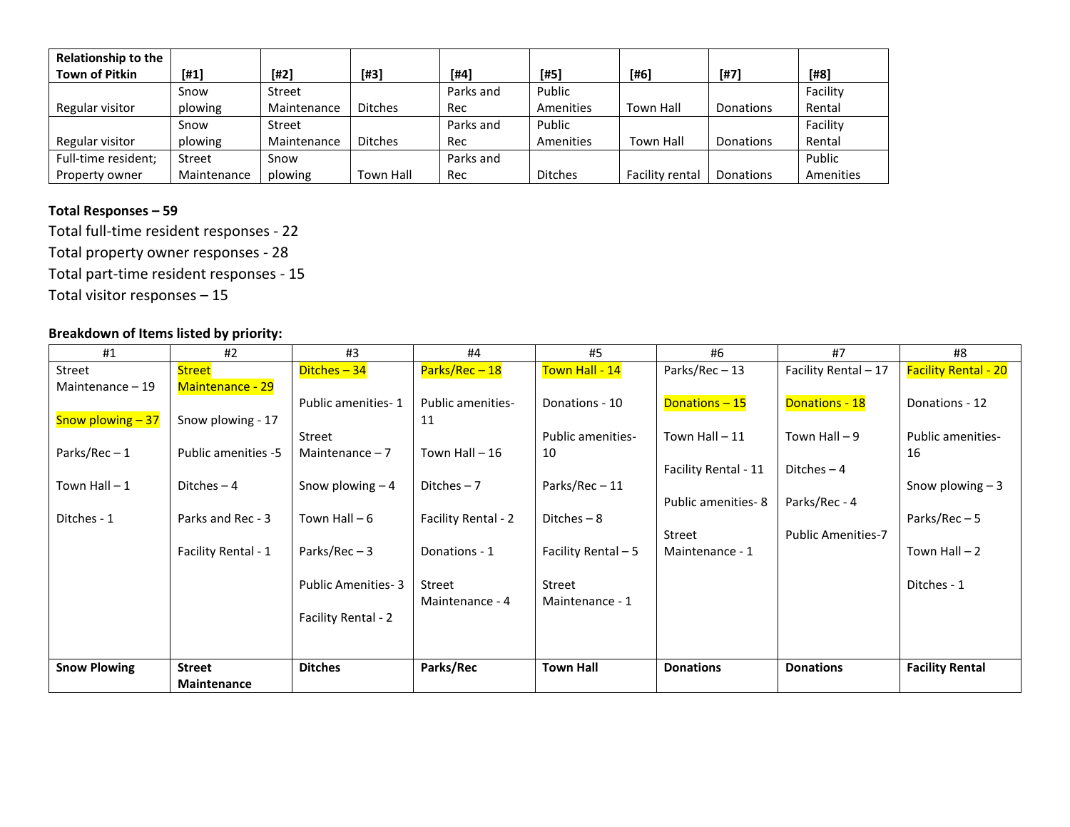| Relationship to the Town of Pitkin | [#1] | [#2] | [#3] | [#4] | [#5] | [#6] | [#7] | [#8] |
|---|---|---|---|---|---|---|---|---|
| Regular visitor | Snow plowing | Street Maintenance | Ditches | Parks and Rec | Public Amenities | Town Hall | Donations | Facility Rental |
| Regular visitor | Snow plowing | Street Maintenance | Ditches | Parks and Rec | Public Amenities | Town Hall | Donations | Facility Rental |
| Full-time resident; Property owner | Street Maintenance | Snow plowing | Town Hall | Parks and Rec | Ditches | Facility rental | Donations | Public Amenities |

**Total Responses – 59**

Total full-time resident responses - 22

Total property owner responses - 28

Total part-time resident responses - 15

Total visitor responses – 15

**Breakdown of Items listed by priority:**

| #1 | #2 | #3 | #4 | #5 | #6 | #7 | #8 |
|---|---|---|---|---|---|---|---|
| Street Maintenance – 19 | Street Maintenance - 29 | Ditches – 34 | Parks/Rec – 18 | Town Hall - 14 | Parks/Rec – 13 | Facility Rental – 17 | Facility Rental - 20 |
| Snow plowing – 37 | Snow plowing - 17 | Public amenities- 1 | Public amenities- 11 | Donations - 10 | Donations – 15 | Donations - 18 | Donations - 12 |
| Parks/Rec – 1 | Public amenities -5 | Street Maintenance – 7 | Town Hall – 16 | Public amenities- 10 | Town Hall – 11 | Town Hall – 9 | Public amenities- 16 |
| Town Hall – 1 | Ditches – 4 | Snow plowing – 4 | Ditches – 7 | Parks/Rec – 11 | Facility Rental - 11 | Ditches – 4 | Snow plowing – 3 |
| Ditches - 1 | Parks and Rec - 3 | Town Hall – 6 | Facility Rental - 2 | Ditches – 8 | Public amenities- 8 | Parks/Rec - 4 | Parks/Rec – 5 |
| | Facility Rental - 1 | Parks/Rec – 3 | Donations - 1 | Facility Rental – 5 | Street Maintenance - 1 | Public Amenities-7 | Town Hall – 2 |
| | | Public Amenities- 3 | Street Maintenance - 4 | Street Maintenance - 1 | | | Ditches - 1 |
| | | Facility Rental - 2 | | | | | |
| **Snow Plowing** | **Street Maintenance** | **Ditches** | **Parks/Rec** | **Town Hall** | **Donations** | **Donations** | **Facility Rental** |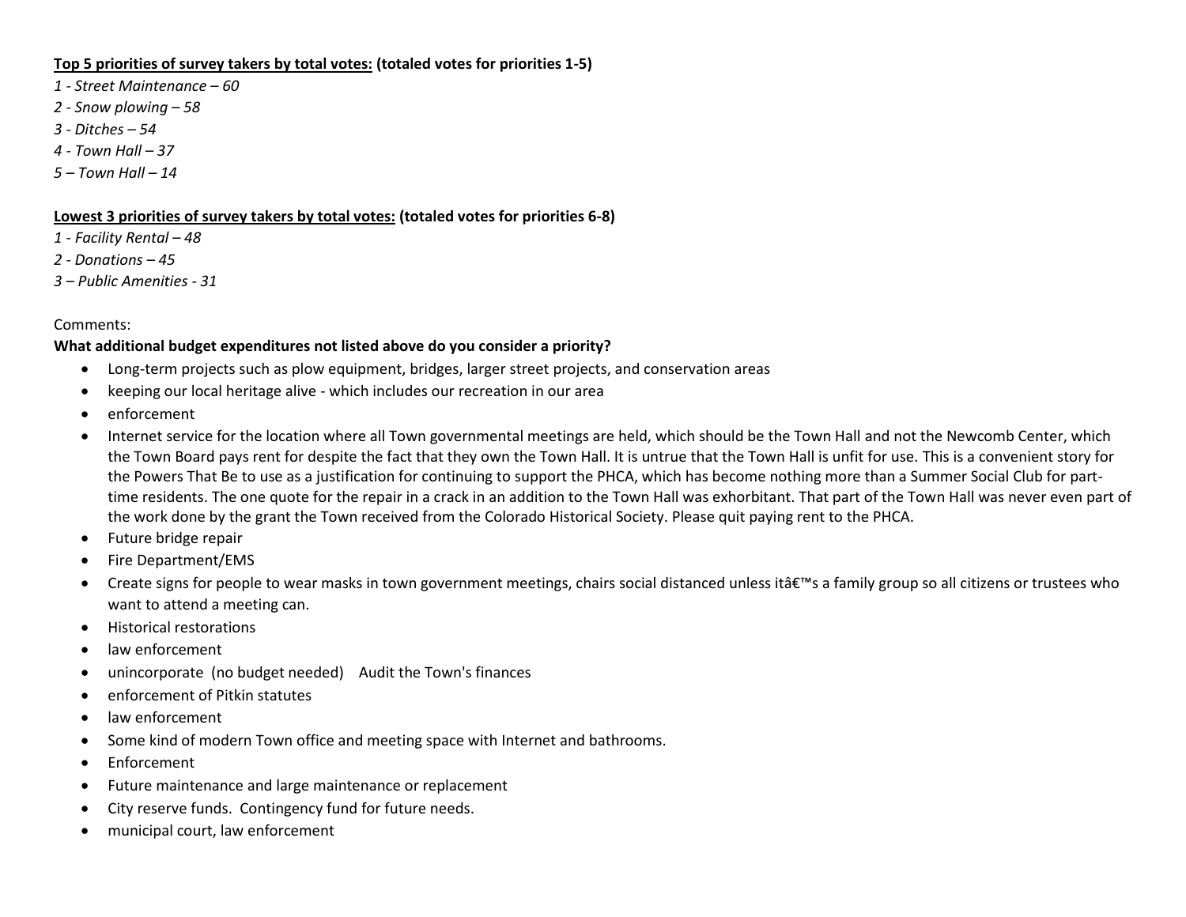**<u>Top 5 priorities of survey takers by total votes:</u> (totaled votes for priorities 1-5)**

*1 - Street Maintenance – 60*
*2 - Snow plowing – 58*
*3 - Ditches – 54*
*4 - Town Hall – 37*
*5 – Town Hall – 14*

**<u>Lowest 3 priorities of survey takers by total votes:</u> (totaled votes for priorities 6-8)**

*1 - Facility Rental – 48*
*2 - Donations – 45*
*3 – Public Amenities - 31*

Comments:

**What additional budget expenditures not listed above do you consider a priority?**

- Long-term projects such as plow equipment, bridges, larger street projects, and conservation areas
- keeping our local heritage alive - which includes our recreation in our area
- enforcement
- Internet service for the location where all Town governmental meetings are held, which should be the Town Hall and not the Newcomb Center, which the Town Board pays rent for despite the fact that they own the Town Hall. It is untrue that the Town Hall is unfit for use. This is a convenient story for the Powers That Be to use as a justification for continuing to support the PHCA, which has become nothing more than a Summer Social Club for part-time residents. The one quote for the repair in a crack in an addition to the Town Hall was exhorbitant. That part of the Town Hall was never even part of the work done by the grant the Town received from the Colorado Historical Society. Please quit paying rent to the PHCA.
- Future bridge repair
- Fire Department/EMS
- Create signs for people to wear masks in town government meetings, chairs social distanced unless itâ€™s a family group so all citizens or trustees who want to attend a meeting can.
- Historical restorations
- law enforcement
- unincorporate (no budget needed) Audit the Town's finances
- enforcement of Pitkin statutes
- law enforcement
- Some kind of modern Town office and meeting space with Internet and bathrooms.
- Enforcement
- Future maintenance and large maintenance or replacement
- City reserve funds. Contingency fund for future needs.
- municipal court, law enforcement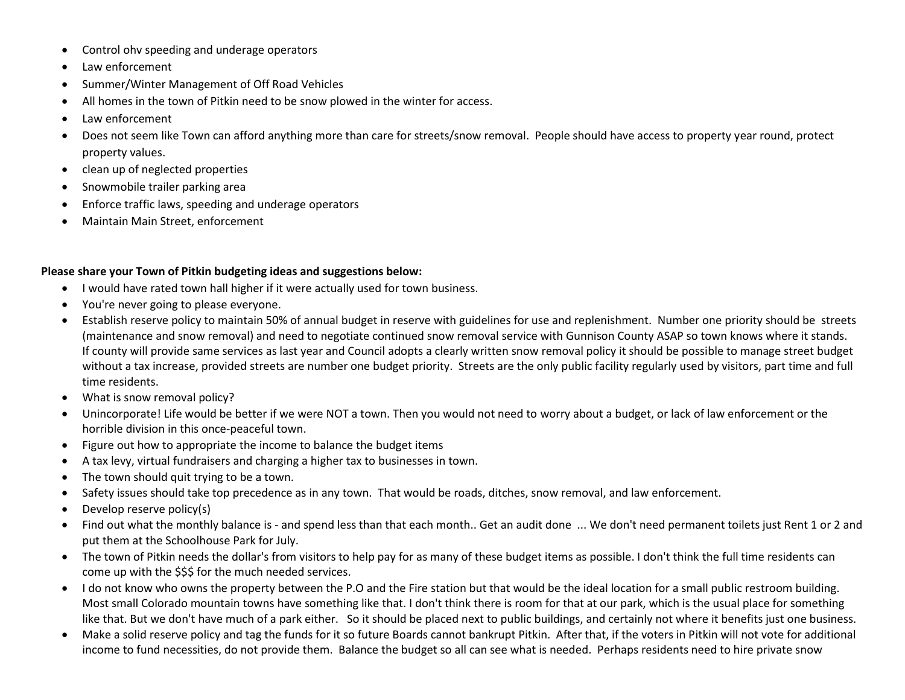- Control ohv speeding and underage operators
- Law enforcement
- Summer/Winter Management of Off Road Vehicles
- All homes in the town of Pitkin need to be snow plowed in the winter for access.
- Law enforcement
- Does not seem like Town can afford anything more than care for streets/snow removal. People should have access to property year round, protect property values.
- clean up of neglected properties
- Snowmobile trailer parking area
- Enforce traffic laws, speeding and underage operators
- Maintain Main Street, enforcement

**Please share your Town of Pitkin budgeting ideas and suggestions below:**

- I would have rated town hall higher if it were actually used for town business.
- You're never going to please everyone.
- Establish reserve policy to maintain 50% of annual budget in reserve with guidelines for use and replenishment. Number one priority should be streets (maintenance and snow removal) and need to negotiate continued snow removal service with Gunnison County ASAP so town knows where it stands. If county will provide same services as last year and Council adopts a clearly written snow removal policy it should be possible to manage street budget without a tax increase, provided streets are number one budget priority. Streets are the only public facility regularly used by visitors, part time and full time residents.
- What is snow removal policy?
- Unincorporate! Life would be better if we were NOT a town. Then you would not need to worry about a budget, or lack of law enforcement or the horrible division in this once-peaceful town.
- Figure out how to appropriate the income to balance the budget items
- A tax levy, virtual fundraisers and charging a higher tax to businesses in town.
- The town should quit trying to be a town.
- Safety issues should take top precedence as in any town. That would be roads, ditches, snow removal, and law enforcement.
- Develop reserve policy(s)
- Find out what the monthly balance is - and spend less than that each month.. Get an audit done ... We don't need permanent toilets just Rent 1 or 2 and put them at the Schoolhouse Park for July.
- The town of Pitkin needs the dollar's from visitors to help pay for as many of these budget items as possible. I don't think the full time residents can come up with the $$$ for the much needed services.
- I do not know who owns the property between the P.O and the Fire station but that would be the ideal location for a small public restroom building. Most small Colorado mountain towns have something like that. I don't think there is room for that at our park, which is the usual place for something like that. But we don't have much of a park either. So it should be placed next to public buildings, and certainly not where it benefits just one business.
- Make a solid reserve policy and tag the funds for it so future Boards cannot bankrupt Pitkin. After that, if the voters in Pitkin will not vote for additional income to fund necessities, do not provide them. Balance the budget so all can see what is needed. Perhaps residents need to hire private snow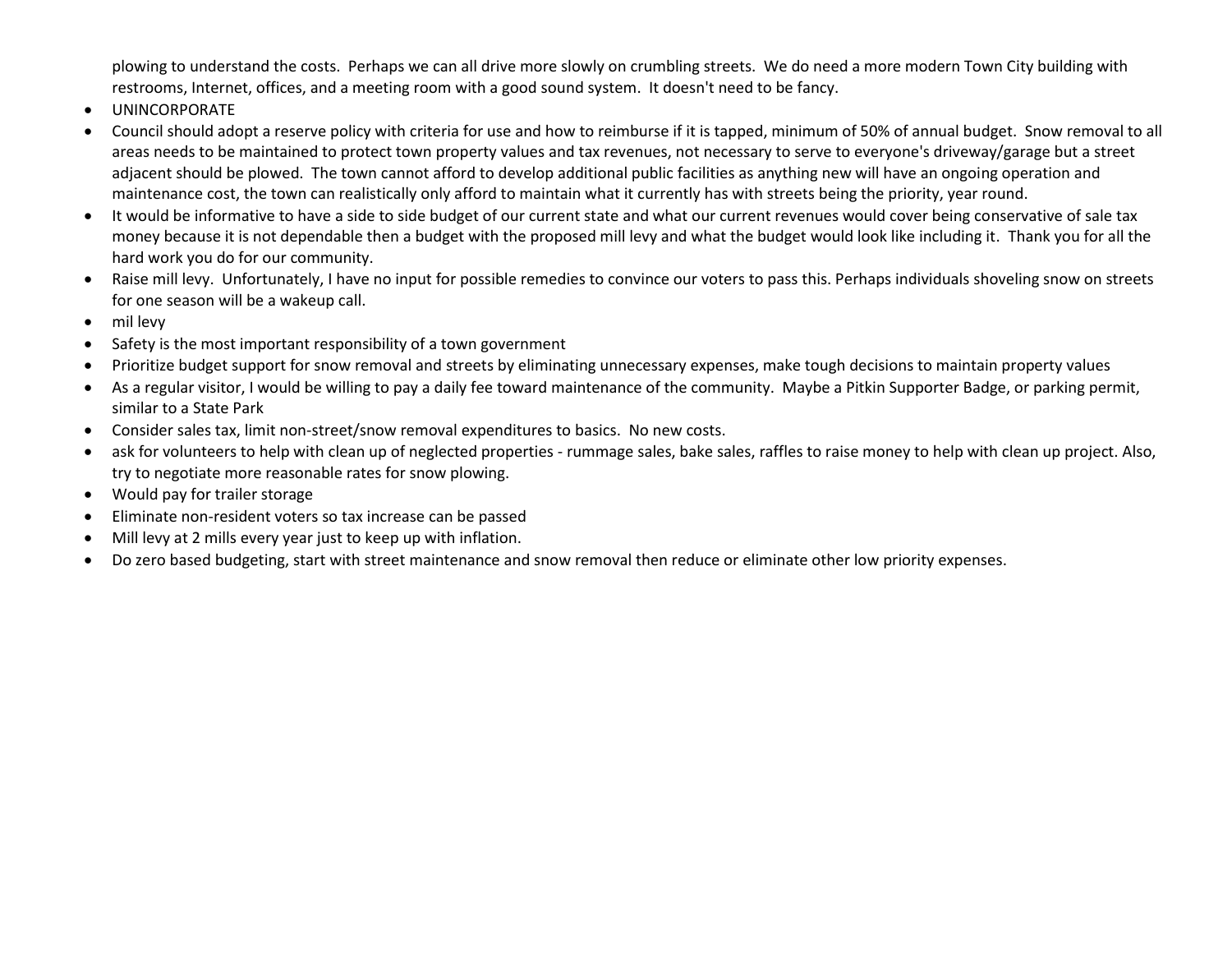plowing to understand the costs. Perhaps we can all drive more slowly on crumbling streets. We do need a more modern Town City building with restrooms, Internet, offices, and a meeting room with a good sound system. It doesn't need to be fancy.

- UNINCORPORATE
- Council should adopt a reserve policy with criteria for use and how to reimburse if it is tapped, minimum of 50% of annual budget. Snow removal to all areas needs to be maintained to protect town property values and tax revenues, not necessary to serve to everyone's driveway/garage but a street adjacent should be plowed. The town cannot afford to develop additional public facilities as anything new will have an ongoing operation and maintenance cost, the town can realistically only afford to maintain what it currently has with streets being the priority, year round.
- It would be informative to have a side to side budget of our current state and what our current revenues would cover being conservative of sale tax money because it is not dependable then a budget with the proposed mill levy and what the budget would look like including it. Thank you for all the hard work you do for our community.
- Raise mill levy. Unfortunately, I have no input for possible remedies to convince our voters to pass this. Perhaps individuals shoveling snow on streets for one season will be a wakeup call.
- mil levy
- Safety is the most important responsibility of a town government
- Prioritize budget support for snow removal and streets by eliminating unnecessary expenses, make tough decisions to maintain property values
- As a regular visitor, I would be willing to pay a daily fee toward maintenance of the community. Maybe a Pitkin Supporter Badge, or parking permit, similar to a State Park
- Consider sales tax, limit non-street/snow removal expenditures to basics. No new costs.
- ask for volunteers to help with clean up of neglected properties - rummage sales, bake sales, raffles to raise money to help with clean up project. Also, try to negotiate more reasonable rates for snow plowing.
- Would pay for trailer storage
- Eliminate non-resident voters so tax increase can be passed
- Mill levy at 2 mills every year just to keep up with inflation.
- Do zero based budgeting, start with street maintenance and snow removal then reduce or eliminate other low priority expenses.